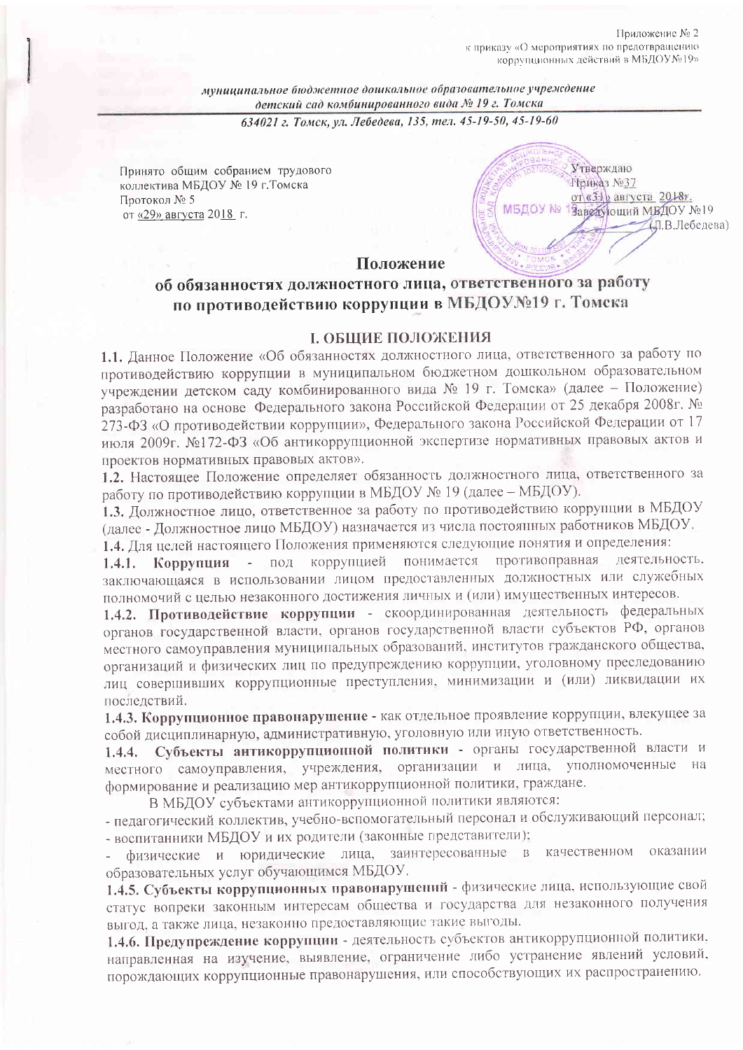Приложение № 2
к приказу «О мероприятиях по предотвращению
коррупционных действий в МБДОУ№19»

*муниципальное бюджетное дошкольное образовательное учреждение*
*детский сад комбинированного вида № 19 г. Томска*

*634021 г. Томск, ул. Лебедева, 135, тел. 45-19-50, 45-19-60*

Принято общим собранием трудового коллектива МБДОУ № 19 г.Томска
Протокол № 5
от «29» августа 2018 г.

Утверждаю
Приказ №37
от «31» августа 2018г.
Заведующий МБДОУ №19
(Л.В.Лебедева)

# Положение
# об обязанностях должностного лица, ответственного за работу по противодействию коррупции в МБДОУ№19 г. Томска

## I. ОБЩИЕ ПОЛОЖЕНИЯ

**1.1.** Данное Положение «Об обязанностях должностного лица, ответственного за работу по противодействию коррупции в муниципальном бюджетном дошкольном образовательном учреждении детском саду комбинированного вида № 19 г. Томска» (далее – Положение) разработано на основе Федерального закона Российской Федерации от 25 декабря 2008г. № 273-ФЗ «О противодействии коррупции», Федерального закона Российской Федерации от 17 июля 2009г. №172-ФЗ «Об антикоррупционной экспертизе нормативных правовых актов и проектов нормативных правовых актов».

**1.2.** Настоящее Положение определяет обязанность должностного лица, ответственного за работу по противодействию коррупции в МБДОУ № 19 (далее – МБДОУ).

**1.3.** Должностное лицо, ответственное за работу по противодействию коррупции в МБДОУ (далее - Должностное лицо МБДОУ) назначается из числа постоянных работников МБДОУ.

**1.4.** Для целей настоящего Положения применяются следующие понятия и определения:

**1.4.1. Коррупция** - под коррупцией понимается противоправная деятельность, заключающаяся в использовании лицом предоставленных должностных или служебных полномочий с целью незаконного достижения личных и (или) имущественных интересов.

**1.4.2. Противодействие коррупции** - скоординированная деятельность федеральных органов государственной власти, органов государственной власти субъектов РФ, органов местного самоуправления муниципальных образований, институтов гражданского общества, организаций и физических лиц по предупреждению коррупции, уголовному преследованию лиц совершивших коррупционные преступления, минимизации и (или) ликвидации их последствий.

**1.4.3. Коррупционное правонарушение** - как отдельное проявление коррупции, влекущее за собой дисциплинарную, административную, уголовную или иную ответственность.

**1.4.4. Субъекты антикоррупционной политики** - органы государственной власти и местного самоуправления, учреждения, организации и лица, уполномоченные на формирование и реализацию мер антикоррупционной политики, граждане.

В МБДОУ субъектами антикоррупционной политики являются:

- педагогический коллектив, учебно-вспомогательный персонал и обслуживающий персонал;
- воспитанники МБДОУ и их родители (законные представители);
- физические и юридические лица, заинтересованные в качественном оказании образовательных услуг обучающимся МБДОУ.

**1.4.5. Субъекты коррупционных правонарушений** - физические лица, использующие свой статус вопреки законным интересам общества и государства для незаконного получения выгод, а также лица, незаконно предоставляющие такие выгоды.

**1.4.6. Предупреждение коррупции** - деятельность субъектов антикоррупционной политики, направленная на изучение, выявление, ограничение либо устранение явлений условий, порождающих коррупционные правонарушения, или способствующих их распространению.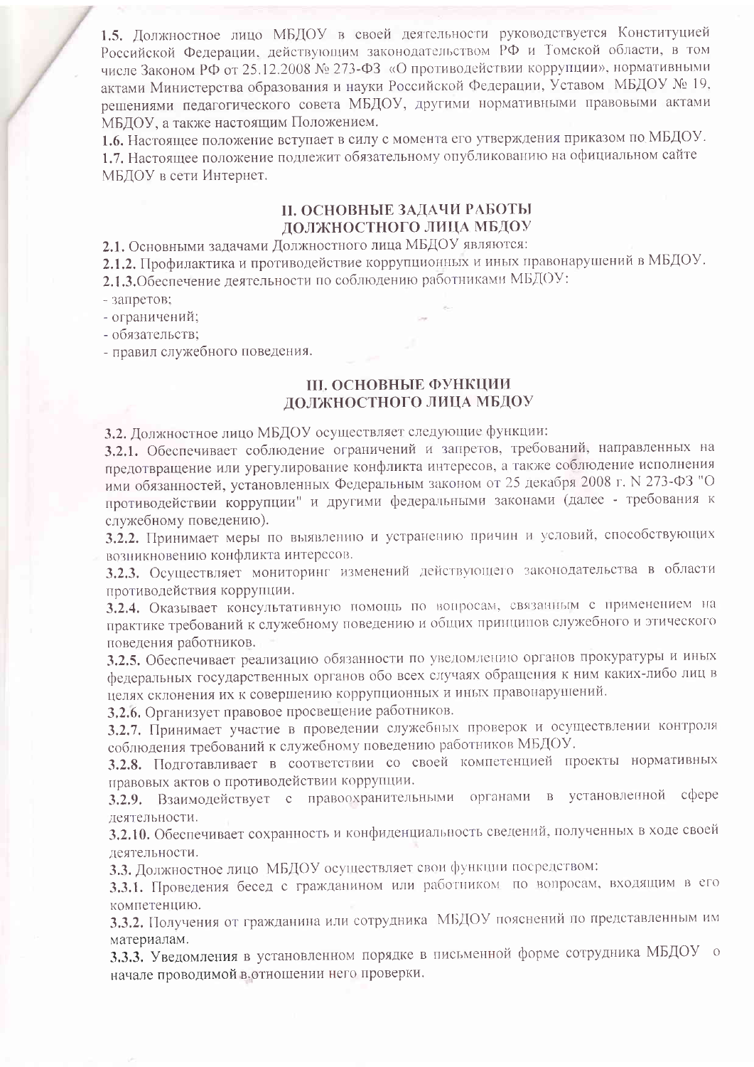**1.5.** Должностное лицо МБДОУ в своей деятельности руководствуется Конституцией Российской Федерации, действующим законодательством РФ и Томской области, в том числе Законом РФ от 25.12.2008 № 273-ФЗ «О противодействии коррупции», нормативными актами Министерства образования и науки Российской Федерации, Уставом МБДОУ № 19, решениями педагогического совета МБДОУ, другими нормативными правовыми актами МБДОУ, а также настоящим Положением.

**1.6.** Настоящее положение вступает в силу с момента его утверждения приказом по МБДОУ.

**1.7.** Настоящее положение подлежит обязательному опубликованию на официальном сайте МБДОУ в сети Интернет.

## II. ОСНОВНЫЕ ЗАДАЧИ РАБОТЫ ДОЛЖНОСТНОГО ЛИЦА МБДОУ

**2.1.** Основными задачами Должностного лица МБДОУ являются:

**2.1.2.** Профилактика и противодействие коррупционных и иных правонарушений в МБДОУ.

**2.1.3.** Обеспечение деятельности по соблюдению работниками МБДОУ:

- запретов;
- ограничений;
- обязательств;
- правил служебного поведения.

## III. ОСНОВНЫЕ ФУНКЦИИ ДОЛЖНОСТНОГО ЛИЦА МБДОУ

**3.2.** Должностное лицо МБДОУ осуществляет следующие функции:

**3.2.1.** Обеспечивает соблюдение ограничений и запретов, требований, направленных на предотвращение или урегулирование конфликта интересов, а также соблюдение исполнения ими обязанностей, установленных Федеральным законом от 25 декабря 2008 г. N 273-ФЗ "О противодействии коррупции" и другими федеральными законами (далее - требования к служебному поведению).

**3.2.2.** Принимает меры по выявлению и устранению причин и условий, способствующих возникновению конфликта интересов.

**3.2.3.** Осуществляет мониторинг изменений действующего законодательства в области противодействия коррупции.

**3.2.4.** Оказывает консультативную помощь по вопросам, связанным с применением на практике требований к служебному поведению и общих принципов служебного и этического поведения работников.

**3.2.5.** Обеспечивает реализацию обязанности по уведомлению органов прокуратуры и иных федеральных государственных органов обо всех случаях обращения к ним каких-либо лиц в целях склонения их к совершению коррупционных и иных правонарушений.

**3.2.6.** Организует правовое просвещение работников.

**3.2.7.** Принимает участие в проведении служебных проверок и осуществлении контроля соблюдения требований к служебному поведению работников МБДОУ.

**3.2.8.** Подготавливает в соответствии со своей компетенцией проекты нормативных правовых актов о противодействии коррупции.

**3.2.9.** Взаимодействует с правоохранительными органами в установленной сфере деятельности.

**3.2.10.** Обеспечивает сохранность и конфиденциальность сведений, полученных в ходе своей деятельности.

**3.3.** Должностное лицо МБДОУ осуществляет свои функции посредством:

**3.3.1.** Проведения бесед с гражданином или работником по вопросам, входящим в его компетенцию.

**3.3.2.** Получения от гражданина или сотрудника МБДОУ пояснений по представленным им материалам.

**3.3.3.** Уведомления в установленном порядке в письменной форме сотрудника МБДОУ о начале проводимой в отношении него проверки.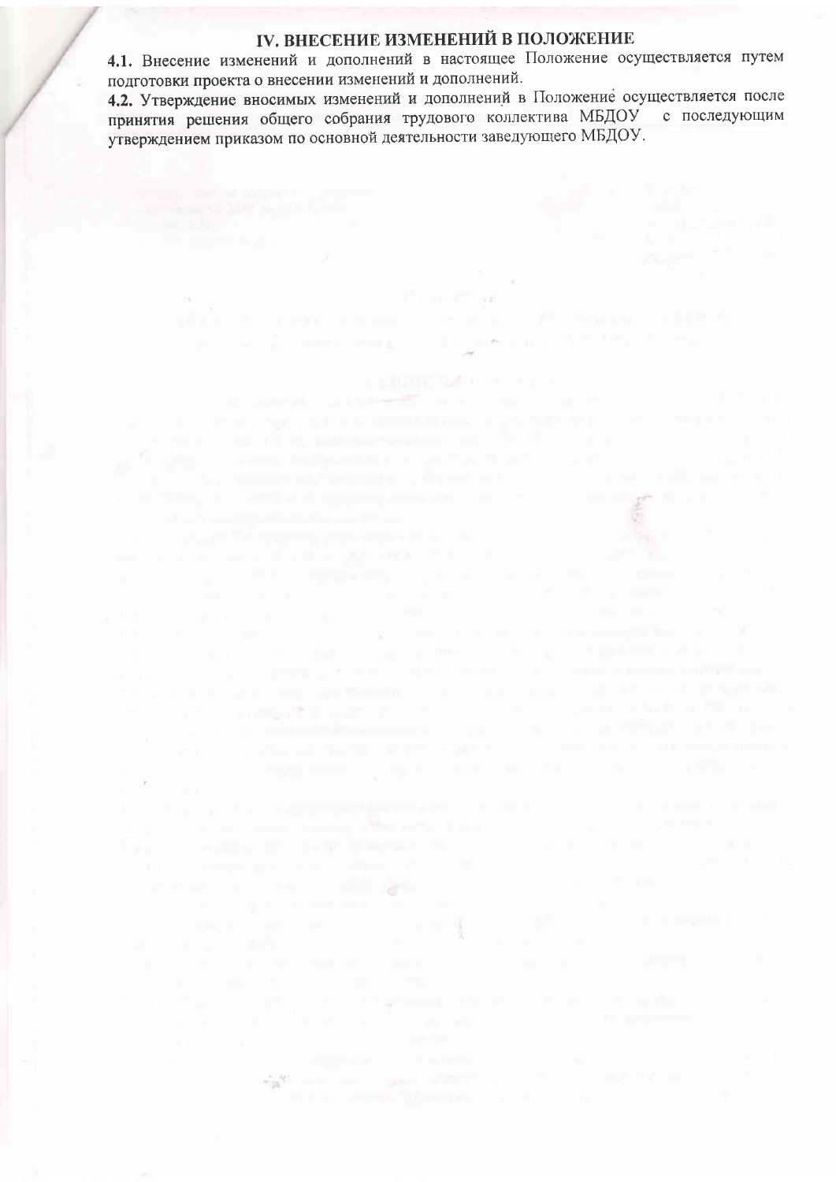## IV. ВНЕСЕНИЕ ИЗМЕНЕНИЙ В ПОЛОЖЕНИЕ

**4.1.** Внесение изменений и дополнений в настоящее Положение осуществляется путем подготовки проекта о внесении изменений и дополнений.

**4.2.** Утверждение вносимых изменений и дополнений в Положение осуществляется после принятия решения общего собрания трудового коллектива МБДОУ с последующим утверждением приказом по основной деятельности заведующего МБДОУ.